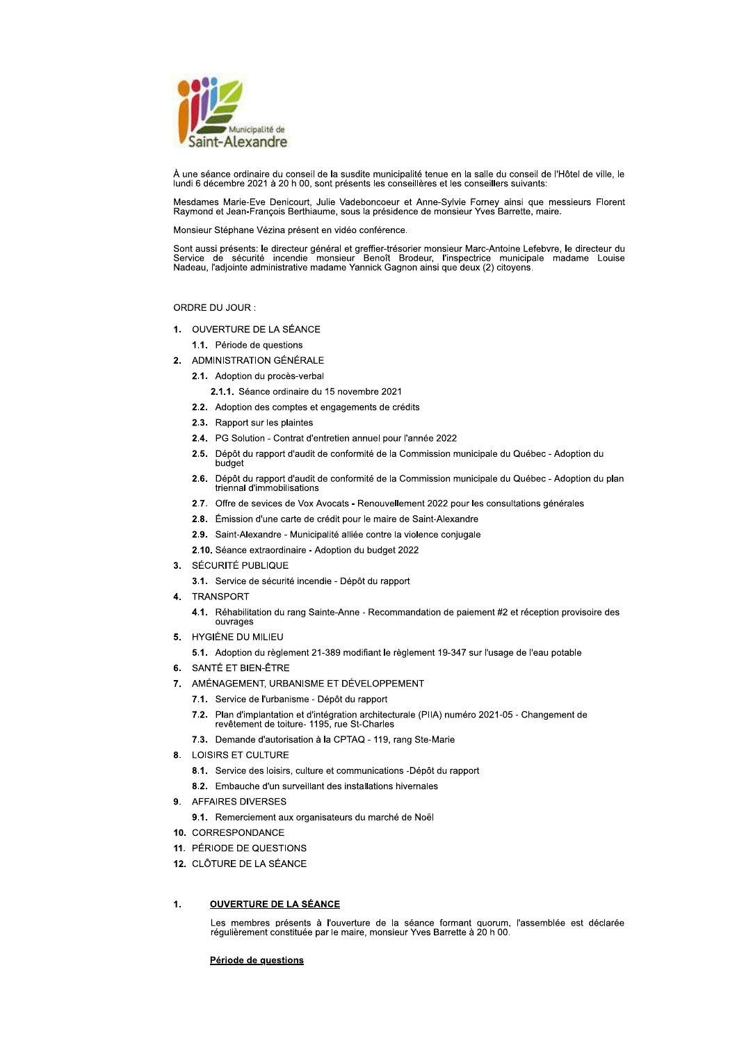À une séance ordinaire du conseil de la susdite municipalité tenue en la salle du conseil de l'Hôtel de ville, le lundi 6 décembre 2021 à 20 h 00, sont présents les conseillères et les conseillers suivants:

Mesdames Marie-Eve Denicourt, Julie Vadeboncoeur et Anne-Sylvie Forney ainsi que messieurs Florent Raymond et Jean-François Berthiaume, sous la présidence de monsieur Yves Barrette, maire.

Monsieur Stéphane Vézina présent en vidéo conférence.

Sont aussi présents: le directeur général et greffier-trésorier monsieur Marc-Antoine Lefebvre, le directeur du Service de sécurité incendie monsieur Benoît Brodeur, l'inspectrice municipale madame Louise Nadeau, l'adjointe administrative madame Yannick Gagnon ainsi que deux (2) citoyens.

ORDRE DU JOUR :

1. OUVERTURE DE LA SÉANCE
   - 1.1. Période de questions
2. ADMINISTRATION GÉNÉRALE
   - 2.1. Adoption du procès-verbal
     - 2.1.1. Séance ordinaire du 15 novembre 2021
   - 2.2. Adoption des comptes et engagements de crédits
   - 2.3. Rapport sur les plaintes
   - 2.4. PG Solution - Contrat d'entretien annuel pour l'année 2022
   - 2.5. Dépôt du rapport d'audit de conformité de la Commission municipale du Québec - Adoption du budget
   - 2.6. Dépôt du rapport d'audit de conformité de la Commission municipale du Québec - Adoption du plan triennal d'immobilisations
   - 2.7. Offre de sevices de Vox Avocats - Renouvellement 2022 pour les consultations générales
   - 2.8. Émission d'une carte de crédit pour le maire de Saint-Alexandre
   - 2.9. Saint-Alexandre - Municipalité alliée contre la violence conjugale
   - 2.10. Séance extraordinaire - Adoption du budget 2022
3. SÉCURITÉ PUBLIQUE
   - 3.1. Service de sécurité incendie - Dépôt du rapport
4. TRANSPORT
   - 4.1. Réhabilitation du rang Sainte-Anne - Recommandation de paiement #2 et réception provisoire des ouvrages
5. HYGIÈNE DU MILIEU
   - 5.1. Adoption du règlement 21-389 modifiant le règlement 19-347 sur l'usage de l'eau potable
6. SANTÉ ET BIEN-ÊTRE
7. AMÉNAGEMENT, URBANISME ET DÉVELOPPEMENT
   - 7.1. Service de l'urbanisme - Dépôt du rapport
   - 7.2. Plan d'implantation et d'intégration architecturale (PIIA) numéro 2021-05 - Changement de revêtement de toiture- 1195, rue St-Charles
   - 7.3. Demande d'autorisation à la CPTAQ - 119, rang Ste-Marie
8. LOISIRS ET CULTURE
   - 8.1. Service des loisirs, culture et communications -Dépôt du rapport
   - 8.2. Embauche d'un surveillant des installations hivernales
9. AFFAIRES DIVERSES
   - 9.1. Remerciement aux organisateurs du marché de Noël
10. CORRESPONDANCE
11. PÉRIODE DE QUESTIONS
12. CLÔTURE DE LA SÉANCE

## 1. OUVERTURE DE LA SÉANCE

Les membres présents à l'ouverture de la séance formant quorum, l'assemblée est déclarée régulièrement constituée par le maire, monsieur Yves Barrette à 20 h 00.

**Période de questions**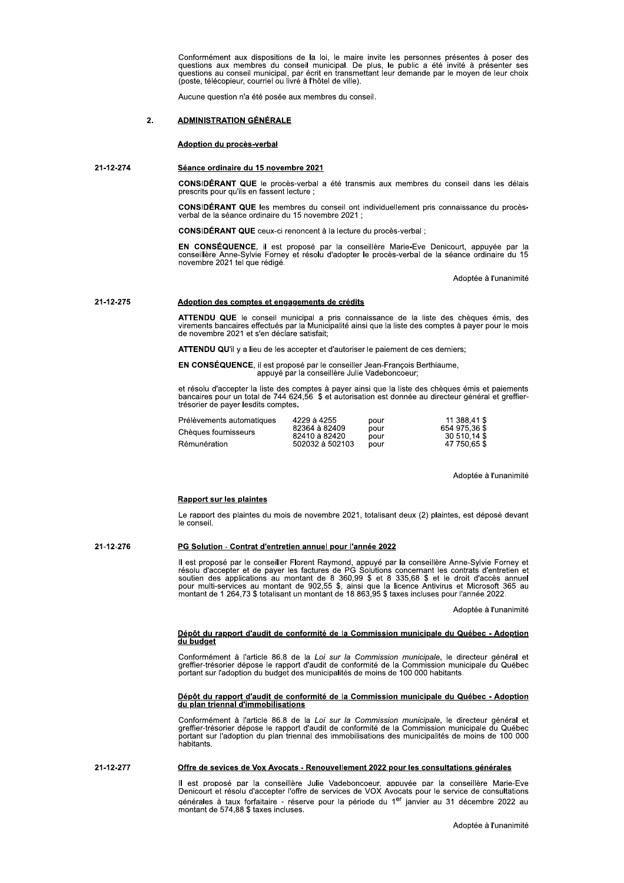Conformément aux dispositions de la loi, le maire invite les personnes présentes à poser des questions aux membres du conseil municipal. De plus, le public a été invité à présenter ses questions au conseil municipal, par écrit en transmettant leur demande par le moyen de leur choix (poste, télécopieur, courriel ou livré à l'hôtel de ville).

Aucune question n'a été posée aux membres du conseil.

## 2. ADMINISTRATION GÉNÉRALE

### Adoption du procès-verbal

**21-12-274**

#### Séance ordinaire du 15 novembre 2021

**CONSIDÉRANT QUE** le procès-verbal a été transmis aux membres du conseil dans les délais prescrits pour qu'ils en fassent lecture ;

**CONSIDÉRANT QUE** les membres du conseil ont individuellement pris connaissance du procès-verbal de la séance ordinaire du 15 novembre 2021 ;

**CONSIDÉRANT QUE** ceux-ci renoncent à la lecture du procès-verbal ;

**EN CONSÉQUENCE**, il est proposé par la conseillère Marie-Eve Denicourt, appuyée par la conseillère Anne-Sylvie Forney et résolu d'adopter le procès-verbal de la séance ordinaire du 15 novembre 2021 tel que rédigé.

Adoptée à l'unanimité

**21-12-275**

#### Adoption des comptes et engagements de crédits

**ATTENDU QUE** le conseil municipal a pris connaissance de la liste des chèques émis, des virements bancaires effectués par la Municipalité ainsi que la liste des comptes à payer pour le mois de novembre 2021 et s'en déclare satisfait;

**ATTENDU QU'**il y a lieu de les accepter et d'autoriser le paiement de ces derniers;

**EN CONSÉQUENCE**, il est proposé par le conseiller Jean-François Berthiaume, appuyé par la conseillère Julie Vadeboncoeur;

et résolu d'accepter la liste des comptes à payer ainsi que la liste des chèques émis et paiements bancaires pour un total de 744 624,56 $ et autorisation est donnée au directeur général et greffier-trésorier de payer lesdits comptes.

| | | | |
|---|---|---|---|
| Prélèvements automatiques | 4229 à 4255 | pour | 11 388,41 $ |
| Chèques fournisseurs | 82364 à 82409 | pour | 654 975,36 $ |
| | 82410 à 82420 | pour | 30 510,14 $ |
| Rémunération | 502032 à 502103 | pour | 47 750,65 $ |

Adoptée à l'unanimité

#### Rapport sur les plaintes

Le rapport des plaintes du mois de novembre 2021, totalisant deux (2) plaintes, est déposé devant le conseil.

**21-12-276**

#### PG Solution - Contrat d'entretien annuel pour l'année 2022

Il est proposé par le conseiller Florent Raymond, appuyé par la conseillère Anne-Sylvie Forney et résolu d'accepter et de payer les factures de PG Solutions concernant les contrats d'entretien et soutien des applications au montant de 8 360,99 $ et 8 335,68 $ et le droit d'accès annuel pour multi-services au montant de 902,55 $, ainsi que la licence Antivirus et Microsoft 365 au montant de 1 264,73 $ totalisant un montant de 18 863,95 $ taxes incluses pour l'année 2022.

Adoptée à l'unanimité

#### Dépôt du rapport d'audit de conformité de la Commission municipale du Québec - Adoption du budget

Conformément à l'article 86.8 de la *Loi sur la Commission municipale*, le directeur général et greffier-trésorier dépose le rapport d'audit de conformité de la Commission municipale du Québec portant sur l'adoption du budget des municipalités de moins de 100 000 habitants.

#### Dépôt du rapport d'audit de conformité de la Commission municipale du Québec - Adoption du plan triennal d'immobilisations

Conformément à l'article 86.8 de la *Loi sur la Commission municipale*, le directeur général et greffier-trésorier dépose le rapport d'audit de conformité de la Commission municipale du Québec portant sur l'adoption du plan triennal des immobilisations des municipalités de moins de 100 000 habitants.

**21-12-277**

#### Offre de sevices de Vox Avocats - Renouvellement 2022 pour les consultations générales

Il est proposé par la conseillère Julie Vadeboncoeur, appuyée par la conseillère Marie-Eve Denicourt et résolu d'accepter l'offre de services de VOX Avocats pour le service de consultations générales à taux forfaitaire - réserve pour la période du 1er janvier au 31 décembre 2022 au montant de 574,88 $ taxes incluses.

Adoptée à l'unanimité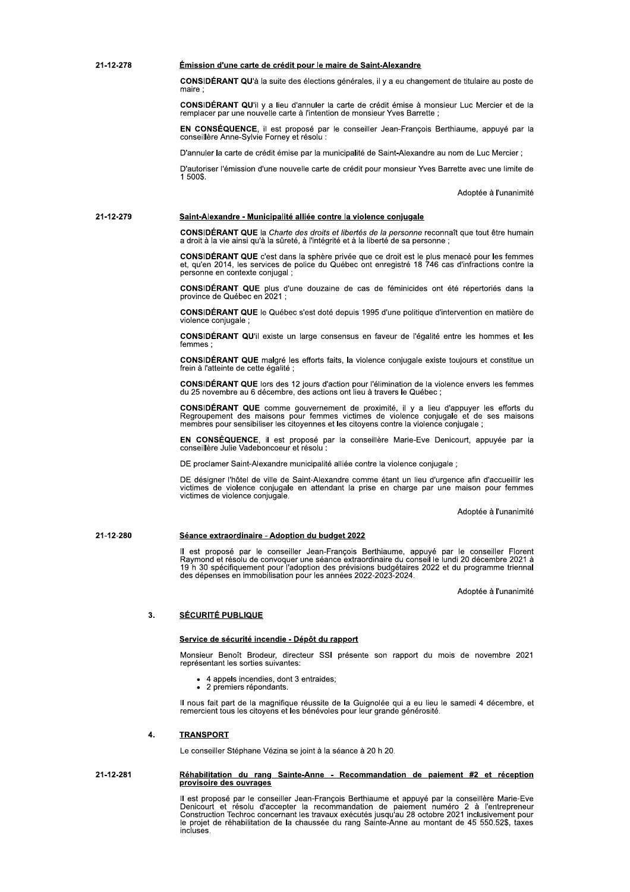**21-12-278** **Émission d'une carte de crédit pour le maire de Saint-Alexandre**

**CONSIDÉRANT QU'**à la suite des élections générales, il y a eu changement de titulaire au poste de maire ;

**CONSIDÉRANT QU'**il y a lieu d'annuler la carte de crédit émise à monsieur Luc Mercier et de la remplacer par une nouvelle carte à l'intention de monsieur Yves Barrette ;

**EN CONSÉQUENCE**, il est proposé par le conseiller Jean-François Berthiaume, appuyé par la conseillère Anne-Sylvie Forney et résolu :

D'annuler la carte de crédit émise par la municipalité de Saint-Alexandre au nom de Luc Mercier ;

D'autoriser l'émission d'une nouvelle carte de crédit pour monsieur Yves Barrette avec une limite de 1 500$.

Adoptée à l'unanimité

**21-12-279** **Saint-Alexandre - Municipalité alliée contre la violence conjugale**

**CONSIDÉRANT QUE** la *Charte des droits et libertés de la personne* reconnaît que tout être humain a droit à la vie ainsi qu'à la sûreté, à l'intégrité et à la liberté de sa personne ;

**CONSIDÉRANT QUE** c'est dans la sphère privée que ce droit est le plus menacé pour les femmes et, qu'en 2014, les services de police du Québec ont enregistré 18 746 cas d'infractions contre la personne en contexte conjugal ;

**CONSIDÉRANT QUE** plus d'une douzaine de cas de féminicides ont été répertoriés dans la province de Québec en 2021 ;

**CONSIDÉRANT QUE** le Québec s'est doté depuis 1995 d'une politique d'intervention en matière de violence conjugale ;

**CONSIDÉRANT QU'**il existe un large consensus en faveur de l'égalité entre les hommes et les femmes ;

**CONSIDÉRANT QUE** malgré les efforts faits, la violence conjugale existe toujours et constitue un frein à l'atteinte de cette égalité ;

**CONSIDÉRANT QUE** lors des 12 jours d'action pour l'élimination de la violence envers les femmes du 25 novembre au 6 décembre, des actions ont lieu à travers le Québec ;

**CONSIDÉRANT QUE** comme gouvernement de proximité, il y a lieu d'appuyer les efforts du Regroupement des maisons pour femmes victimes de violence conjugale et de ses maisons membres pour sensibiliser les citoyennes et les citoyens contre la violence conjugale ;

**EN CONSÉQUENCE**, il est proposé par la conseillère Marie-Eve Denicourt, appuyée par la conseillère Julie Vadeboncoeur et résolu :

DE proclamer Saint-Alexandre municipalité alliée contre la violence conjugale ;

DE désigner l'hôtel de ville de Saint-Alexandre comme étant un lieu d'urgence afin d'accueillir les victimes de violence conjugale en attendant la prise en charge par une maison pour femmes victimes de violence conjugale.

Adoptée à l'unanimité

**21-12-280** **Séance extraordinaire - Adoption du budget 2022**

Il est proposé par le conseiller Jean-François Berthiaume, appuyé par le conseiller Florent Raymond et résolu de convoquer une séance extraordinaire du conseil le lundi 20 décembre 2021 à 19 h 30 spécifiquement pour l'adoption des prévisions budgétaires 2022 et du programme triennal des dépenses en immobilisation pour les années 2022-2023-2024.

Adoptée à l'unanimité

## 3. SÉCURITÉ PUBLIQUE

**Service de sécurité incendie - Dépôt du rapport**

Monsieur Benoît Brodeur, directeur SSI présente son rapport du mois de novembre 2021 représentant les sorties suivantes:

- 4 appels incendies, dont 3 entraides;
- 2 premiers répondants.

Il nous fait part de la magnifique réussite de la Guignolée qui a eu lieu le samedi 4 décembre, et remercient tous les citoyens et les bénévoles pour leur grande générosité.

## 4. TRANSPORT

Le conseiller Stéphane Vézina se joint à la séance à 20 h 20.

**21-12-281** **Réhabilitation du rang Sainte-Anne - Recommandation de paiement #2 et réception provisoire des ouvrages**

Il est proposé par le conseiller Jean-François Berthiaume et appuyé par la conseillère Marie-Eve Denicourt et résolu d'accepter la recommandation de paiement numéro 2 à l'entrepreneur Construction Techroc concernant les travaux exécutés jusqu'au 28 octobre 2021 inclusivement pour le projet de réhabilitation de la chaussée du rang Sainte-Anne au montant de 45 550.52$, taxes incluses.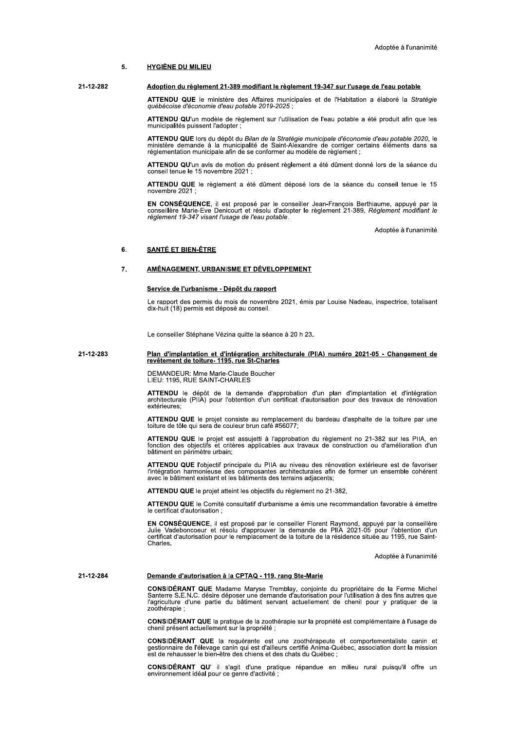Adoptée à l'unanimité

## 5. HYGIÈNE DU MILIEU

**21-12-282**

### Adoption du règlement 21-389 modifiant le règlement 19-347 sur l'usage de l'eau potable

**ATTENDU QUE** le ministère des Affaires municipales et de l'Habitation a élaboré la *Stratégie québécoise d'économie d'eau potable 2019-2025* ;

**ATTENDU QU'**un modèle de règlement sur l'utilisation de l'eau potable a été produit afin que les municipalités puissent l'adopter ;

**ATTENDU QUE** lors du dépôt du *Bilan de la Stratégie municipale d'économie d'eau potable 2020*, le ministère demande à la municipalité de Saint-Alexandre de corriger certains éléments dans sa réglementation municipale afin de se conformer au modèle de règlement ;

**ATTENDU QU'**un avis de motion du présent règlement a été dûment donné lors de la séance du conseil tenue le 15 novembre 2021 ;

**ATTENDU QUE** le règlement a été dûment déposé lors de la séance du conseil tenue le 15 novembre 2021 ;

**EN CONSÉQUENCE**, il est proposé par le conseiller Jean-François Berthiaume, appuyé par la conseillère Marie-Eve Denicourt et résolu d'adopter le règlement 21-389, *Règlement modifiant le règlement 19-347 visant l'usage de l'eau potable*.

Adoptée à l'unanimité

## 6. SANTÉ ET BIEN-ÊTRE

## 7. AMÉNAGEMENT, URBANISME ET DÉVELOPPEMENT

### Service de l'urbanisme - Dépôt du rapport

Le rapport des permis du mois de novembre 2021, émis par Louise Nadeau, inspectrice, totalisant dix-huit (18) permis est déposé au conseil.

Le conseiller Stéphane Vézina quitte la séance à 20 h 23.

**21-12-283**

### Plan d'implantation et d'intégration architecturale (PIIA) numéro 2021-05 - Changement de revêtement de toiture- 1195, rue St-Charles

DEMANDEUR: Mme Marie-Claude Boucher
LIEU: 1195, RUE SAINT-CHARLES

**ATTENDU** le dépôt de la demande d'approbation d'un plan d'implantation et d'intégration architecturale (PIIA) pour l'obtention d'un certificat d'autorisation pour des travaux de rénovation extérieures;

**ATTENDU QUE** le projet consiste au remplacement du bardeau d'asphalte de la toiture par une toiture de tôle qui sera de couleur brun café #56077;

**ATTENDU QUE** le projet est assujetti à l'approbation du règlement no 21-382 sur les PIIA, en fonction des objectifs et critères applicables aux travaux de construction ou d'amélioration d'un bâtiment en périmètre urbain;

**ATTENDU QUE** l'objectif principale du PIIA au niveau des rénovation extérieure est de favoriser l'intégration harmonieuse des composantes architecturales afin de former un ensemble cohérent avec le bâtiment existant et les bâtiments des terrains adjacents;

**ATTENDU QUE** le projet atteint les objectifs du règlement no 21-382,

**ATTENDU QUE** le Comité consultatif d'urbanisme a émis une recommandation favorable à émettre le certificat d'autorisation ;

**EN CONSÉQUENCE**, il est proposé par le conseiller Florent Raymond, appuyé par la conseillère Julie Vadeboncoeur et résolu d'approuver la demande de PIIA 2021-05 pour l'obtention d'un certificat d'autorisation pour le remplacement de la toiture de la résidence située au 1195, rue Saint-Charles.

Adoptée à l'unanimité

**21-12-284**

### Demande d'autorisation à la CPTAQ - 119, rang Ste-Marie

**CONSIDÉRANT QUE** Madame Maryse Tremblay, conjointe du propriétaire de la Ferme Michel Santerre S.E.N.C. désire déposer une demande d'autorisation pour l'utilisation à des fins autres que l'agriculture d'une partie du bâtiment servant actuellement de chenil pour y pratiquer de la zoothérapie ;

**CONSIDÉRANT QUE** la pratique de la zoothérapie sur la propriété est complémentaire à l'usage de chenil présent actuellement sur la propriété ;

**CONSIDÉRANT QUE** la requérante est une zoothérapeute et comportementaliste canin et gestionnaire de l'élevage canin qui est d'ailleurs certifié Anima-Québec, association dont la mission est de rehausser le bien-être des chiens et des chats du Québec ;

**CONSIDÉRANT QU'** il s'agit d'une pratique répandue en milieu rural puisqu'il offre un environnement idéal pour ce genre d'activité ;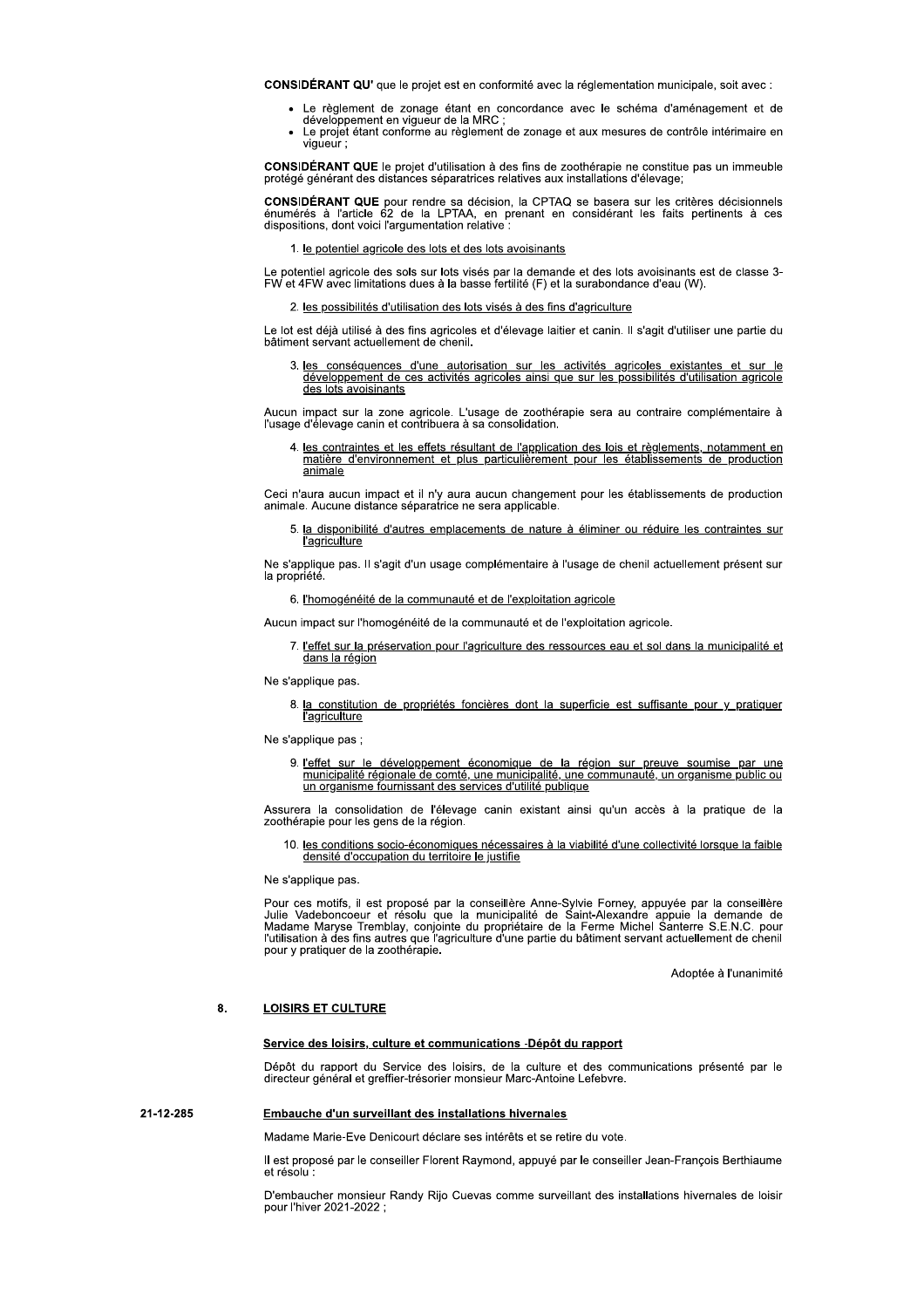**CONSIDÉRANT QU'** que le projet est en conformité avec la réglementation municipale, soit avec :

- Le règlement de zonage étant en concordance avec le schéma d'aménagement et de développement en vigueur de la MRC ;
- Le projet étant conforme au règlement de zonage et aux mesures de contrôle intérimaire en vigueur ;

**CONSIDÉRANT QUE** le projet d'utilisation à des fins de zoothérapie ne constitue pas un immeuble protégé générant des distances séparatrices relatives aux installations d'élevage;

**CONSIDÉRANT QUE** pour rendre sa décision, la CPTAQ se basera sur les critères décisionnels énumérés à l'article 62 de la LPTAA, en prenant en considérant les faits pertinents à ces dispositions, dont voici l'argumentation relative :

1. le potentiel agricole des lots et des lots avoisinants

Le potentiel agricole des sols sur lots visés par la demande et des lots avoisinants est de classe 3-FW et 4FW avec limitations dues à la basse fertilité (F) et la surabondance d'eau (W).

2. les possibilités d'utilisation des lots visés à des fins d'agriculture

Le lot est déjà utilisé à des fins agricoles et d'élevage laitier et canin. Il s'agit d'utiliser une partie du bâtiment servant actuellement de chenil.

3. les conséquences d'une autorisation sur les activités agricoles existantes et sur le développement de ces activités agricoles ainsi que sur les possibilités d'utilisation agricole des lots avoisinants

Aucun impact sur la zone agricole. L'usage de zoothérapie sera au contraire complémentaire à l'usage d'élevage canin et contribuera à sa consolidation.

4. les contraintes et les effets résultant de l'application des lois et règlements, notamment en matière d'environnement et plus particulièrement pour les établissements de production animale

Ceci n'aura aucun impact et il n'y aura aucun changement pour les établissements de production animale. Aucune distance séparatrice ne sera applicable.

5. la disponibilité d'autres emplacements de nature à éliminer ou réduire les contraintes sur l'agriculture

Ne s'applique pas. Il s'agit d'un usage complémentaire à l'usage de chenil actuellement présent sur la propriété.

6. l'homogénéité de la communauté et de l'exploitation agricole

Aucun impact sur l'homogénéité de la communauté et de l'exploitation agricole.

7. l'effet sur la préservation pour l'agriculture des ressources eau et sol dans la municipalité et dans la région

Ne s'applique pas.

8. la constitution de propriétés foncières dont la superficie est suffisante pour y pratiquer l'agriculture

Ne s'applique pas ;

9. l'effet sur le développement économique de la région sur preuve soumise par une municipalité régionale de comté, une municipalité, une communauté, un organisme public ou un organisme fournissant des services d'utilité publique

Assurera la consolidation de l'élevage canin existant ainsi qu'un accès à la pratique de la zoothérapie pour les gens de la région.

10. les conditions socio-économiques nécessaires à la viabilité d'une collectivité lorsque la faible densité d'occupation du territoire le justifie

Ne s'applique pas.

Pour ces motifs, il est proposé par la conseillère Anne-Sylvie Forney, appuyée par la conseillère Julie Vadeboncoeur et résolu que la municipalité de Saint-Alexandre appuie la demande de Madame Maryse Tremblay, conjointe du propriétaire de la Ferme Michel Santerre S.E.N.C. pour l'utilisation à des fins autres que l'agriculture d'une partie du bâtiment servant actuellement de chenil pour y pratiquer de la zoothérapie.

Adoptée à l'unanimité

## 8. LOISIRS ET CULTURE

### Service des loisirs, culture et communications -Dépôt du rapport

Dépôt du rapport du Service des loisirs, de la culture et des communications présenté par le directeur général et greffier-trésorier monsieur Marc-Antoine Lefebvre.

21-12-285

### Embauche d'un surveillant des installations hivernales

Madame Marie-Eve Denicourt déclare ses intérêts et se retire du vote.

Il est proposé par le conseiller Florent Raymond, appuyé par le conseiller Jean-François Berthiaume et résolu :

D'embaucher monsieur Randy Rijo Cuevas comme surveillant des installations hivernales de loisir pour l'hiver 2021-2022 ;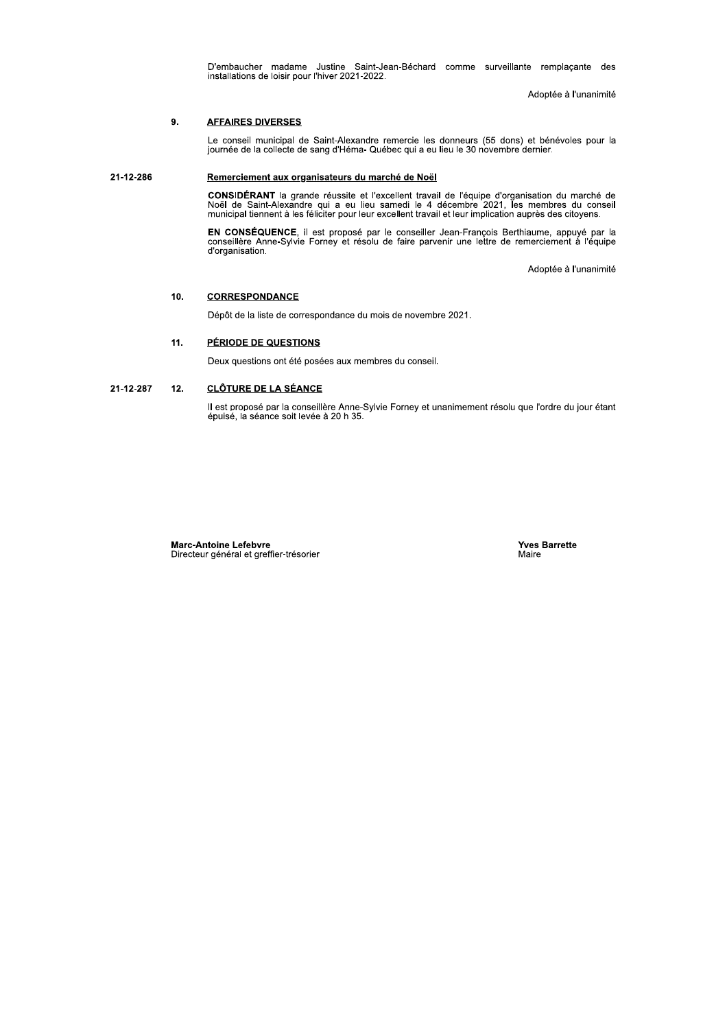D'embaucher madame Justine Saint-Jean-Béchard comme surveillante remplaçante des installations de loisir pour l'hiver 2021-2022.

Adoptée à l'unanimité

## 9. AFFAIRES DIVERSES

Le conseil municipal de Saint-Alexandre remercie les donneurs (55 dons) et bénévoles pour la journée de la collecte de sang d'Héma- Québec qui a eu lieu le 30 novembre dernier.

**21-12-286**

### Remerciement aux organisateurs du marché de Noël

**CONSIDÉRANT** la grande réussite et l'excellent travail de l'équipe d'organisation du marché de Noël de Saint-Alexandre qui a eu lieu samedi le 4 décembre 2021, les membres du conseil municipal tiennent à les féliciter pour leur excellent travail et leur implication auprès des citoyens.

**EN CONSÉQUENCE**, il est proposé par le conseiller Jean-François Berthiaume, appuyé par la conseillère Anne-Sylvie Forney et résolu de faire parvenir une lettre de remerciement à l'équipe d'organisation.

Adoptée à l'unanimité

## 10. CORRESPONDANCE

Dépôt de la liste de correspondance du mois de novembre 2021.

## 11. PÉRIODE DE QUESTIONS

Deux questions ont été posées aux membres du conseil.

**21-12-287**

## 12. CLÔTURE DE LA SÉANCE

Il est proposé par la conseillère Anne-Sylvie Forney et unanimement résolu que l'ordre du jour étant épuisé, la séance soit levée à 20 h 35.

**Marc-Antoine Lefebvre**
Directeur général et greffier-trésorier

**Yves Barrette**
Maire